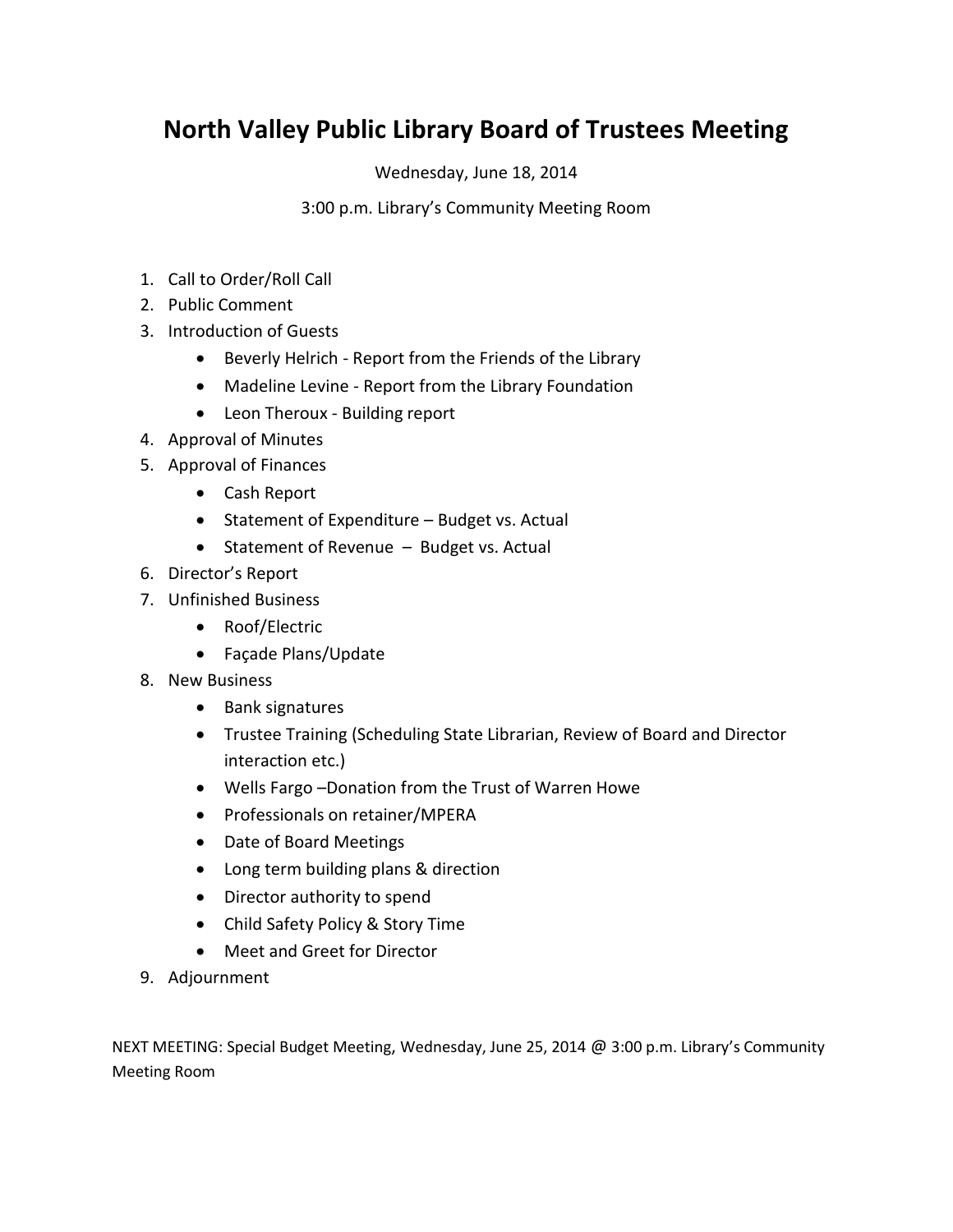# North Valley Public Library Board of Trustees Meeting

Wednesday, June 18, 2014

3:00 p.m. Library's Community Meeting Room

1. Call to Order/Roll Call
2. Public Comment
3. Introduction of Guests
   - Beverly Helrich - Report from the Friends of the Library
   - Madeline Levine - Report from the Library Foundation
   - Leon Theroux - Building report
4. Approval of Minutes
5. Approval of Finances
   - Cash Report
   - Statement of Expenditure – Budget vs. Actual
   - Statement of Revenue – Budget vs. Actual
6. Director's Report
7. Unfinished Business
   - Roof/Electric
   - Façade Plans/Update
8. New Business
   - Bank signatures
   - Trustee Training (Scheduling State Librarian, Review of Board and Director interaction etc.)
   - Wells Fargo –Donation from the Trust of Warren Howe
   - Professionals on retainer/MPERA
   - Date of Board Meetings
   - Long term building plans & direction
   - Director authority to spend
   - Child Safety Policy & Story Time
   - Meet and Greet for Director
9. Adjournment

NEXT MEETING: Special Budget Meeting, Wednesday, June 25, 2014 @ 3:00 p.m. Library's Community Meeting Room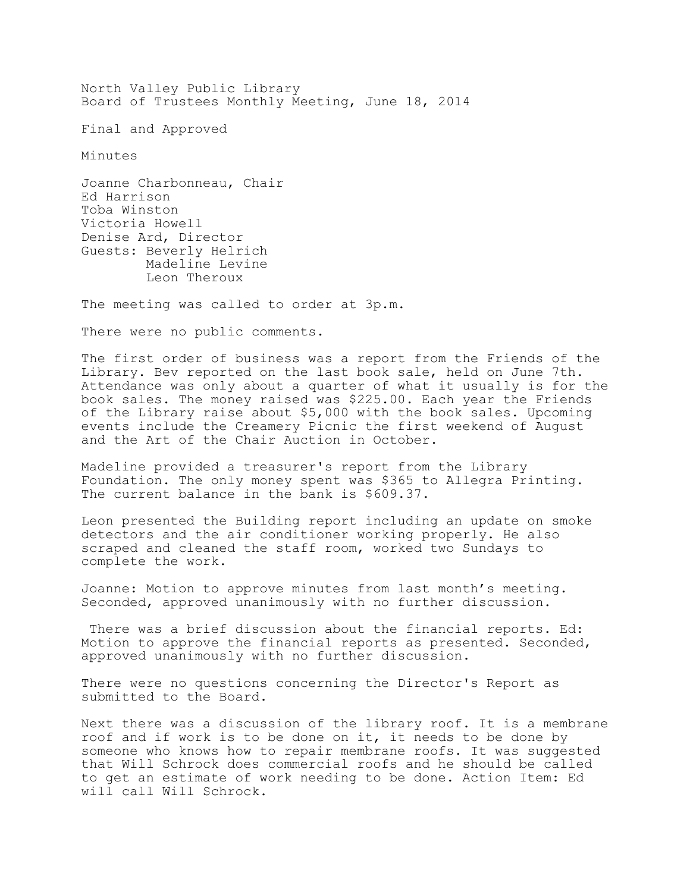North Valley Public Library
Board of Trustees Monthly Meeting, June 18, 2014

Final and Approved

Minutes

Joanne Charbonneau, Chair
Ed Harrison
Toba Winston
Victoria Howell
Denise Ard, Director
Guests: Beverly Helrich
Madeline Levine
Leon Theroux

The meeting was called to order at 3p.m.

There were no public comments.

The first order of business was a report from the Friends of the Library. Bev reported on the last book sale, held on June 7th. Attendance was only about a quarter of what it usually is for the book sales. The money raised was $225.00. Each year the Friends of the Library raise about $5,000 with the book sales. Upcoming events include the Creamery Picnic the first weekend of August and the Art of the Chair Auction in October.

Madeline provided a treasurer's report from the Library Foundation. The only money spent was $365 to Allegra Printing. The current balance in the bank is $609.37.

Leon presented the Building report including an update on smoke detectors and the air conditioner working properly. He also scraped and cleaned the staff room, worked two Sundays to complete the work.

Joanne: Motion to approve minutes from last month's meeting. Seconded, approved unanimously with no further discussion.

There was a brief discussion about the financial reports. Ed: Motion to approve the financial reports as presented. Seconded, approved unanimously with no further discussion.

There were no questions concerning the Director's Report as submitted to the Board.

Next there was a discussion of the library roof. It is a membrane roof and if work is to be done on it, it needs to be done by someone who knows how to repair membrane roofs. It was suggested that Will Schrock does commercial roofs and he should be called to get an estimate of work needing to be done. Action Item: Ed will call Will Schrock.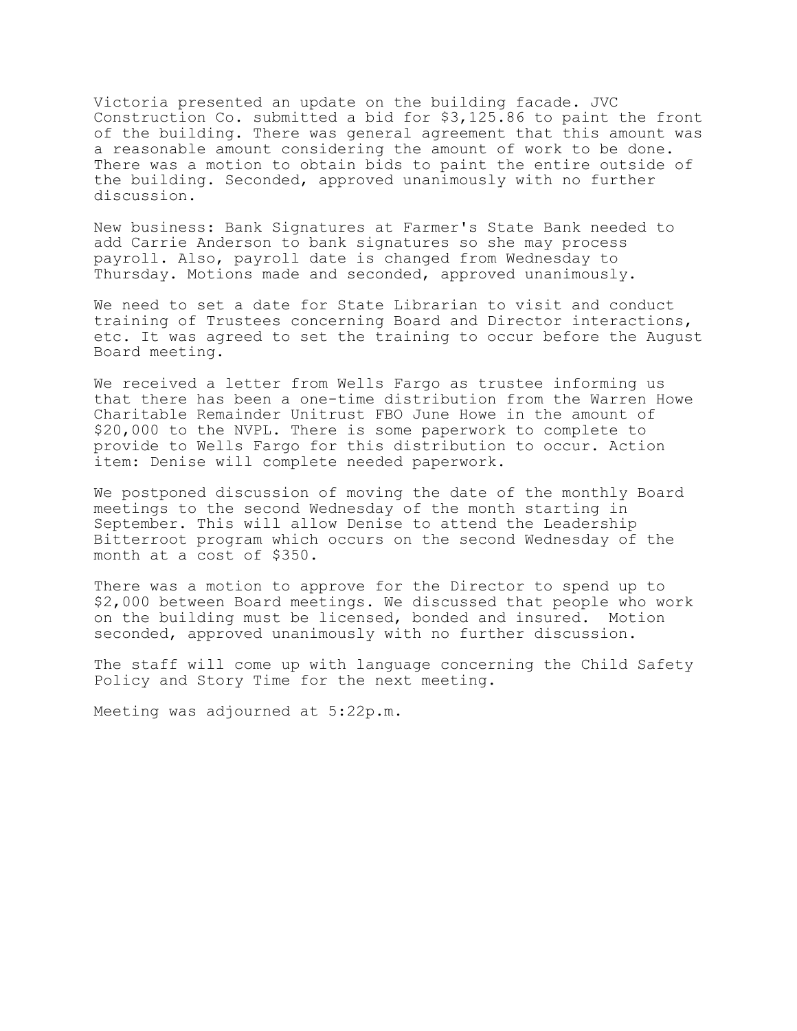Victoria presented an update on the building facade. JVC Construction Co. submitted a bid for $3,125.86 to paint the front of the building. There was general agreement that this amount was a reasonable amount considering the amount of work to be done. There was a motion to obtain bids to paint the entire outside of the building. Seconded, approved unanimously with no further discussion.

New business: Bank Signatures at Farmer's State Bank needed to add Carrie Anderson to bank signatures so she may process payroll. Also, payroll date is changed from Wednesday to Thursday. Motions made and seconded, approved unanimously.

We need to set a date for State Librarian to visit and conduct training of Trustees concerning Board and Director interactions, etc. It was agreed to set the training to occur before the August Board meeting.

We received a letter from Wells Fargo as trustee informing us that there has been a one-time distribution from the Warren Howe Charitable Remainder Unitrust FBO June Howe in the amount of $20,000 to the NVPL. There is some paperwork to complete to provide to Wells Fargo for this distribution to occur. Action item: Denise will complete needed paperwork.

We postponed discussion of moving the date of the monthly Board meetings to the second Wednesday of the month starting in September. This will allow Denise to attend the Leadership Bitterroot program which occurs on the second Wednesday of the month at a cost of $350.

There was a motion to approve for the Director to spend up to $2,000 between Board meetings. We discussed that people who work on the building must be licensed, bonded and insured. Motion seconded, approved unanimously with no further discussion.

The staff will come up with language concerning the Child Safety Policy and Story Time for the next meeting.

Meeting was adjourned at 5:22p.m.